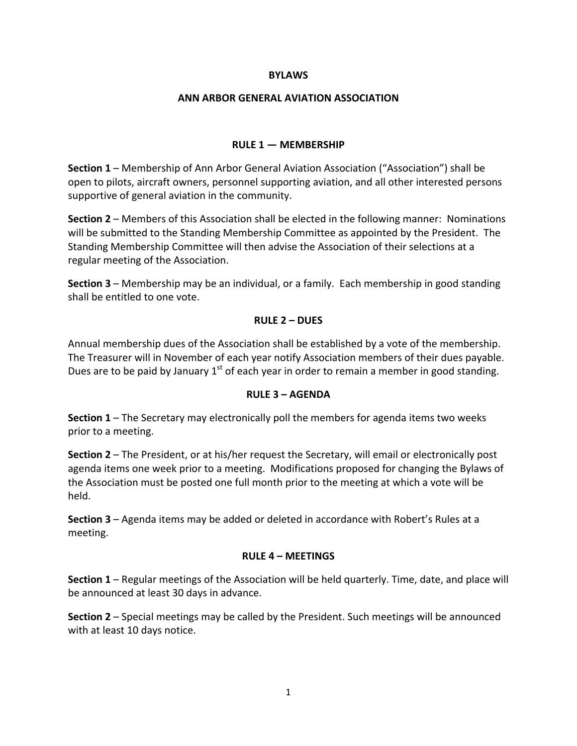# BYLAWS

# ANN ARBOR GENERAL AVIATION ASSOCIATION

## RULE 1 — MEMBERSHIP

**Section 1** – Membership of Ann Arbor General Aviation Association ("Association") shall be open to pilots, aircraft owners, personnel supporting aviation, and all other interested persons supportive of general aviation in the community.

**Section 2** – Members of this Association shall be elected in the following manner: Nominations will be submitted to the Standing Membership Committee as appointed by the President. The Standing Membership Committee will then advise the Association of their selections at a regular meeting of the Association.

**Section 3** – Membership may be an individual, or a family. Each membership in good standing shall be entitled to one vote.

## RULE 2 – DUES

Annual membership dues of the Association shall be established by a vote of the membership. The Treasurer will in November of each year notify Association members of their dues payable. Dues are to be paid by January 1st of each year in order to remain a member in good standing.

## RULE 3 – AGENDA

**Section 1** – The Secretary may electronically poll the members for agenda items two weeks prior to a meeting.

**Section 2** – The President, or at his/her request the Secretary, will email or electronically post agenda items one week prior to a meeting. Modifications proposed for changing the Bylaws of the Association must be posted one full month prior to the meeting at which a vote will be held.

**Section 3** – Agenda items may be added or deleted in accordance with Robert's Rules at a meeting.

## RULE 4 – MEETINGS

**Section 1** – Regular meetings of the Association will be held quarterly. Time, date, and place will be announced at least 30 days in advance.

**Section 2** – Special meetings may be called by the President. Such meetings will be announced with at least 10 days notice.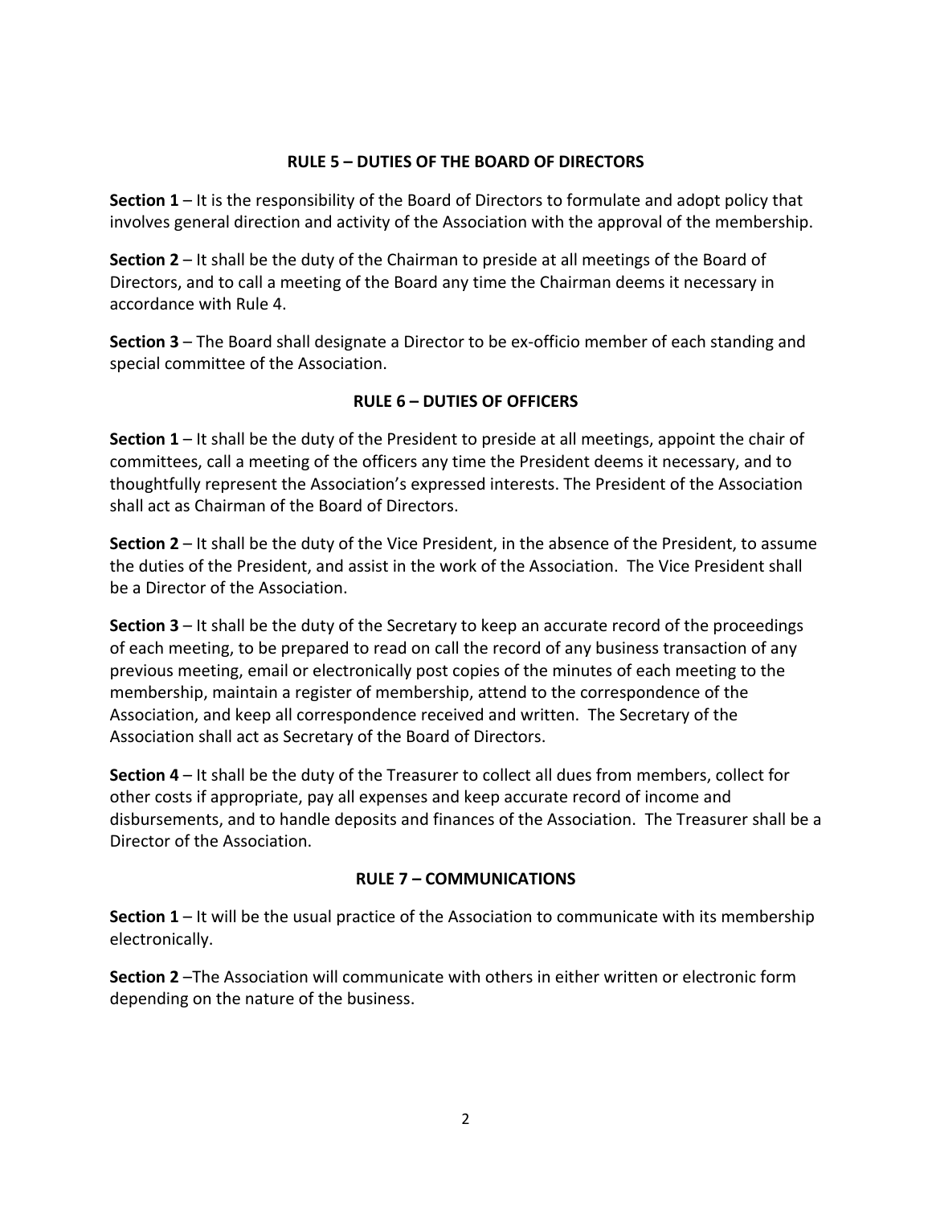## RULE 5 – DUTIES OF THE BOARD OF DIRECTORS

**Section 1** – It is the responsibility of the Board of Directors to formulate and adopt policy that involves general direction and activity of the Association with the approval of the membership.

**Section 2** – It shall be the duty of the Chairman to preside at all meetings of the Board of Directors, and to call a meeting of the Board any time the Chairman deems it necessary in accordance with Rule 4.

**Section 3** – The Board shall designate a Director to be ex-officio member of each standing and special committee of the Association.

## RULE 6 – DUTIES OF OFFICERS

**Section 1** – It shall be the duty of the President to preside at all meetings, appoint the chair of committees, call a meeting of the officers any time the President deems it necessary, and to thoughtfully represent the Association's expressed interests. The President of the Association shall act as Chairman of the Board of Directors.

**Section 2** – It shall be the duty of the Vice President, in the absence of the President, to assume the duties of the President, and assist in the work of the Association. The Vice President shall be a Director of the Association.

**Section 3** – It shall be the duty of the Secretary to keep an accurate record of the proceedings of each meeting, to be prepared to read on call the record of any business transaction of any previous meeting, email or electronically post copies of the minutes of each meeting to the membership, maintain a register of membership, attend to the correspondence of the Association, and keep all correspondence received and written. The Secretary of the Association shall act as Secretary of the Board of Directors.

**Section 4** – It shall be the duty of the Treasurer to collect all dues from members, collect for other costs if appropriate, pay all expenses and keep accurate record of income and disbursements, and to handle deposits and finances of the Association. The Treasurer shall be a Director of the Association.

## RULE 7 – COMMUNICATIONS

**Section 1** – It will be the usual practice of the Association to communicate with its membership electronically.

**Section 2** –The Association will communicate with others in either written or electronic form depending on the nature of the business.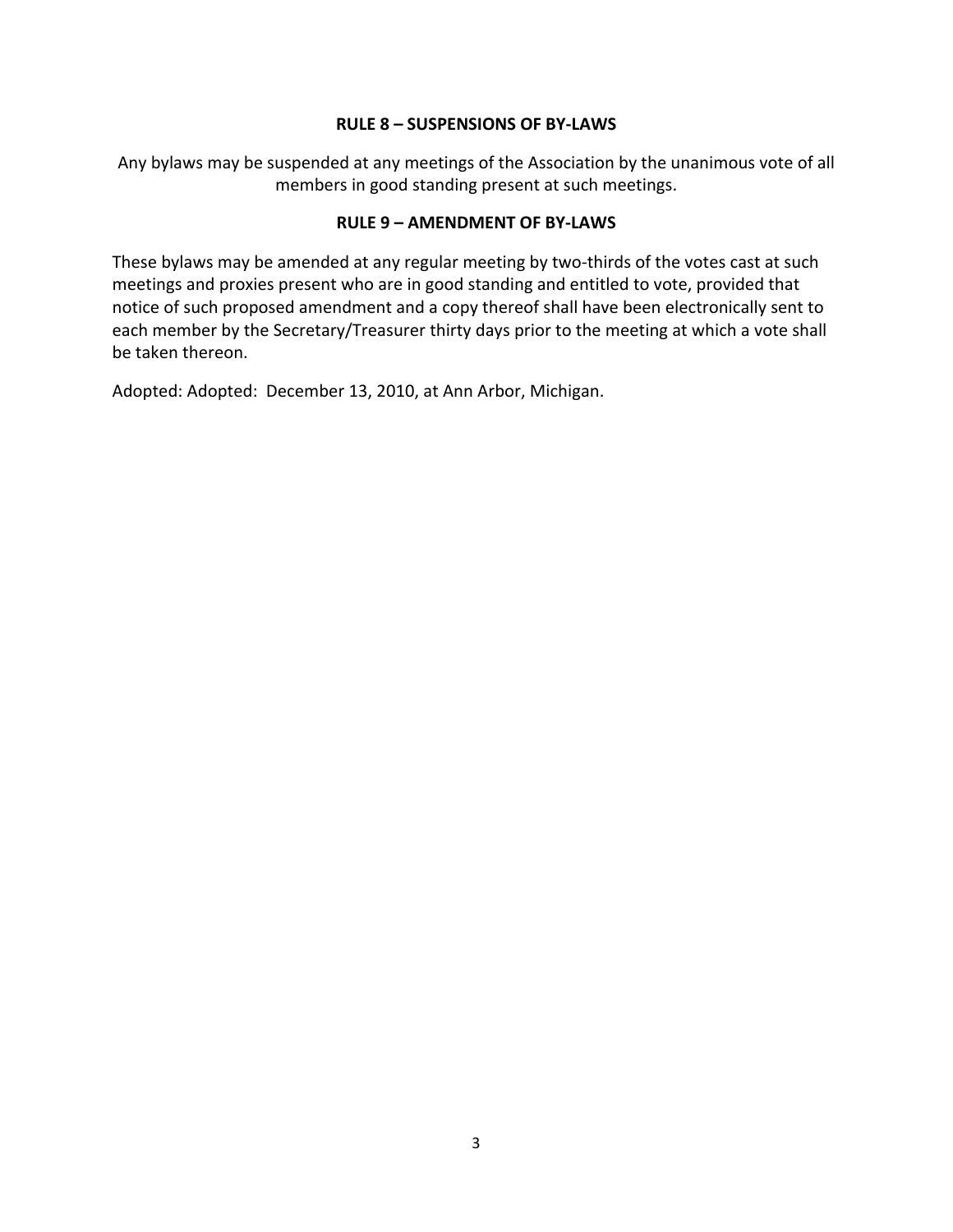### RULE 8 – SUSPENSIONS OF BY-LAWS

Any bylaws may be suspended at any meetings of the Association by the unanimous vote of all members in good standing present at such meetings.

### RULE 9 – AMENDMENT OF BY-LAWS

These bylaws may be amended at any regular meeting by two-thirds of the votes cast at such meetings and proxies present who are in good standing and entitled to vote, provided that notice of such proposed amendment and a copy thereof shall have been electronically sent to each member by the Secretary/Treasurer thirty days prior to the meeting at which a vote shall be taken thereon.

Adopted: Adopted: December 13, 2010, at Ann Arbor, Michigan.